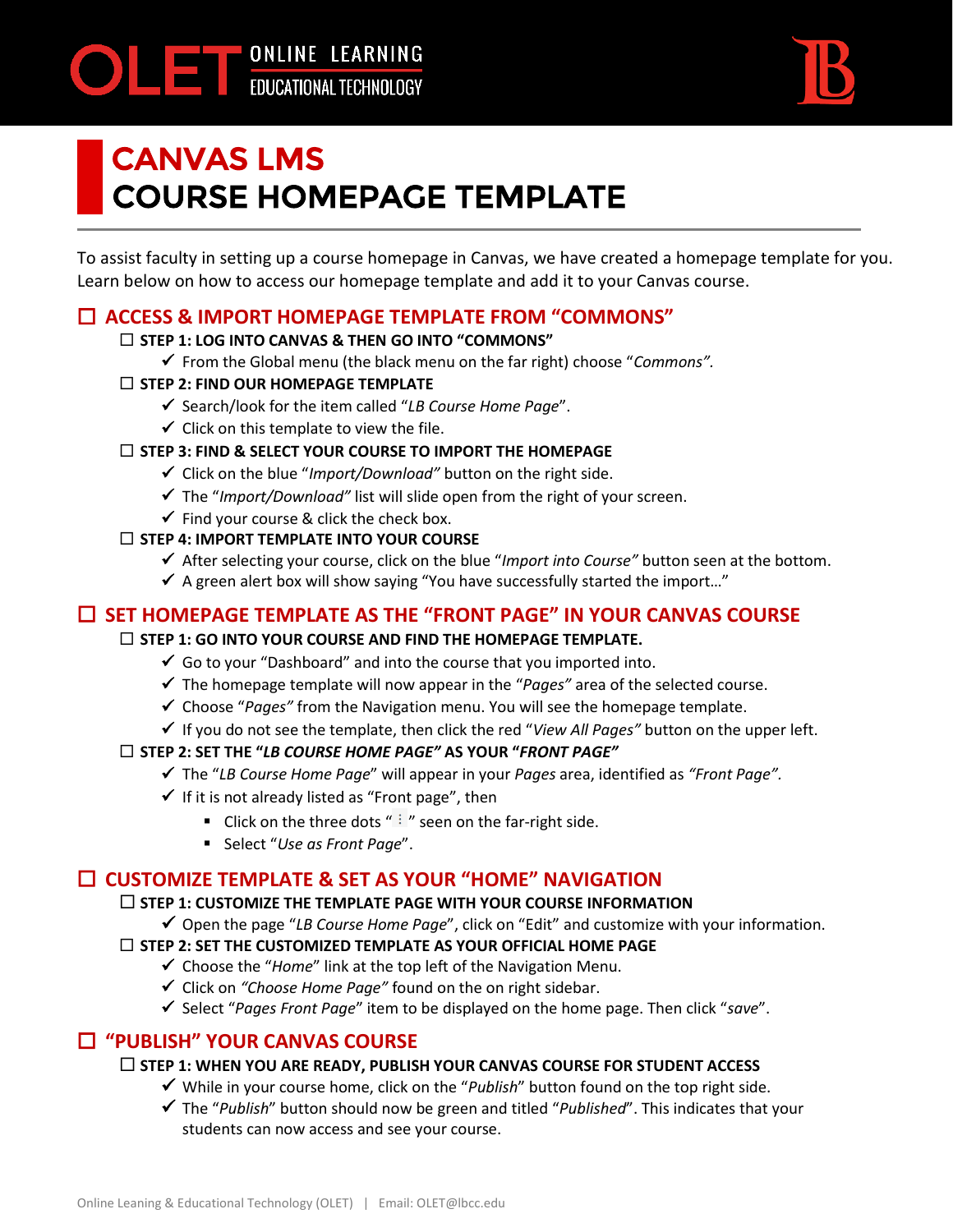# CANVAS LMS COURSE HOMEPAGE TEMPLATE

To assist faculty in setting up a course homepage in Canvas, we have created a homepage template for you. Learn below on how to access our homepage template and add it to your Canvas course.

## ☐ ACCESS & IMPORT HOMEPAGE TEMPLATE FROM "COMMONS"

### ☐ STEP 1: LOG INTO CANVAS & THEN GO INTO "COMMONS"

- ✓ From the Global menu (the black menu on the far right) choose "*Commons".*

### ☐ STEP 2: FIND OUR HOMEPAGE TEMPLATE

- ✓ Search/look for the item called "*LB Course Home Page*".
- ✓ Click on this template to view the file.

### ☐ STEP 3: FIND & SELECT YOUR COURSE TO IMPORT THE HOMEPAGE

- ✓ Click on the blue "*Import/Download"* button on the right side.
- ✓ The "*Import/Download"* list will slide open from the right of your screen.
- ✓ Find your course & click the check box.

### ☐ STEP 4: IMPORT TEMPLATE INTO YOUR COURSE

- ✓ After selecting your course, click on the blue "*Import into Course"* button seen at the bottom.
- ✓ A green alert box will show saying "You have successfully started the import…"

## ☐ SET HOMEPAGE TEMPLATE AS THE "FRONT PAGE" IN YOUR CANVAS COURSE

### ☐ STEP 1: GO INTO YOUR COURSE AND FIND THE HOMEPAGE TEMPLATE.

- ✓ Go to your "Dashboard" and into the course that you imported into.
- ✓ The homepage template will now appear in the "*Pages"* area of the selected course.
- ✓ Choose "*Pages"* from the Navigation menu. You will see the homepage template.
- ✓ If you do not see the template, then click the red "*View All Pages"* button on the upper left.

### ☐ STEP 2: SET THE "*LB COURSE HOME PAGE"* AS YOUR "*FRONT PAGE"*

- ✓ The "*LB Course Home Page*" will appear in your *Pages* area, identified as *"Front Page"*.
- ✓ If it is not already listed as "Front page", then
  - Click on the three dots " ⋮ " seen on the far-right side.
  - Select "*Use as Front Page*".

## ☐ CUSTOMIZE TEMPLATE & SET AS YOUR "HOME" NAVIGATION

### ☐ STEP 1: CUSTOMIZE THE TEMPLATE PAGE WITH YOUR COURSE INFORMATION

- ✓ Open the page "*LB Course Home Page*", click on "Edit" and customize with your information.

### ☐ STEP 2: SET THE CUSTOMIZED TEMPLATE AS YOUR OFFICIAL HOME PAGE

- ✓ Choose the "*Home*" link at the top left of the Navigation Menu.
- ✓ Click on *"Choose Home Page"* found on the on right sidebar.
- ✓ Select "*Pages Front Page*" item to be displayed on the home page. Then click "*save*".

## ☐ "PUBLISH" YOUR CANVAS COURSE

### ☐ STEP 1: WHEN YOU ARE READY, PUBLISH YOUR CANVAS COURSE FOR STUDENT ACCESS

- ✓ While in your course home, click on the "*Publish*" button found on the top right side.
- ✓ The "*Publish*" button should now be green and titled "*Published*". This indicates that your students can now access and see your course.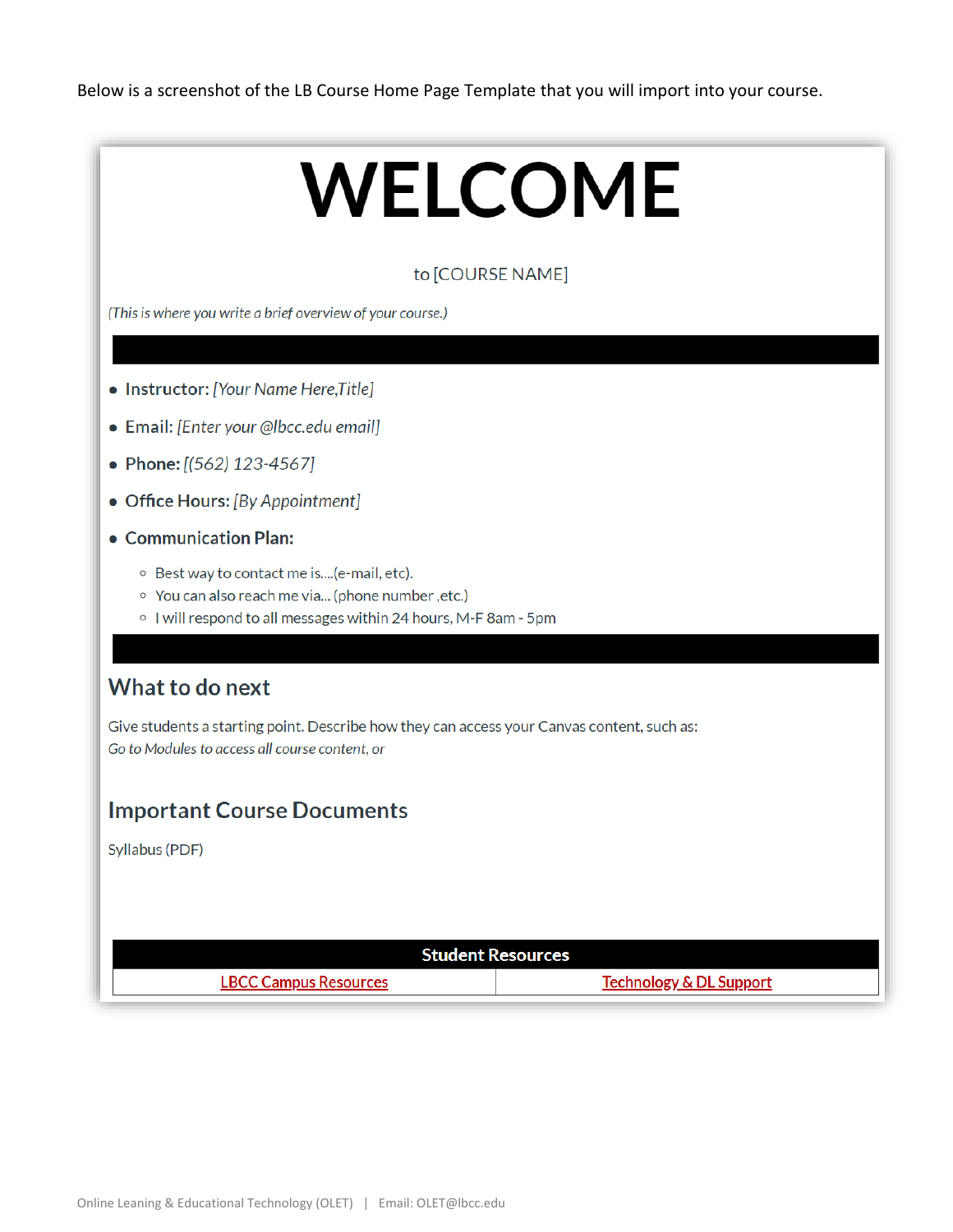Below is a screenshot of the LB Course Home Page Template that you will import into your course.

# WELCOME

to [COURSE NAME]

*(This is where you write a brief overview of your course.)*

- **Instructor:** *[Your Name Here,Title]*
- **Email:** *[Enter your @lbcc.edu email]*
- **Phone:** *[(562) 123-4567]*
- **Office Hours:** *[By Appointment]*
- **Communication Plan:**
  - Best way to contact me is....(e-mail, etc).
  - You can also reach me via... (phone number ,etc.)
  - I will respond to all messages within 24 hours, M-F 8am - 5pm

## What to do next

Give students a starting point. Describe how they can access your Canvas content, such as:
*Go to Modules to access all course content, or*

## Important Course Documents

Syllabus (PDF)

| Student Resources | |
|---|---|
| LBCC Campus Resources | Technology & DL Support |